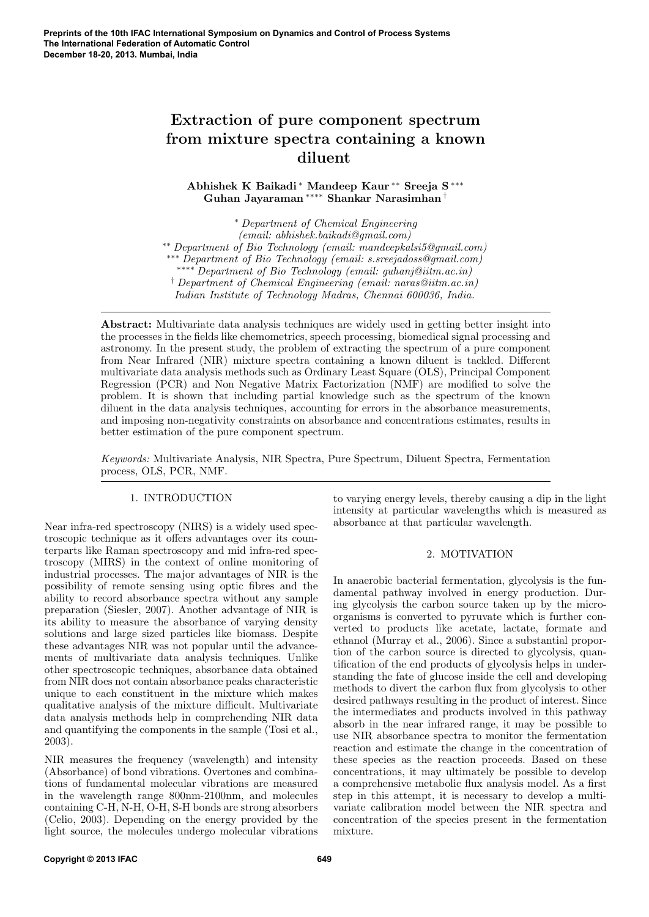# Extraction of pure component spectrum from mixture spectra containing a known diluent

**Abhishek K Baikadi** [*] **Mandeep Kaur** [**] **Sreeja S** [***] **Guhan Jayaraman** [****] **Shankar Narasimhan** [†]

[*] *Department of Chemical Engineering (email: abhishek.baikadi@gmail.com)*
[**] *Department of Bio Technology (email: mandeepkalsi5@gmail.com)*
[***] *Department of Bio Technology (email: s.sreejadoss@gmail.com)*
[****] *Department of Bio Technology (email: guhanj@iitm.ac.in)*
[†] *Department of Chemical Engineering (email: naras@iitm.ac.in)*
*Indian Institute of Technology Madras, Chennai 600036, India.*

---

**Abstract:** Multivariate data analysis techniques are widely used in getting better insight into the processes in the fields like chemometrics, speech processing, biomedical signal processing and astronomy. In the present study, the problem of extracting the spectrum of a pure component from Near Infrared (NIR) mixture spectra containing a known diluent is tackled. Different multivariate data analysis methods such as Ordinary Least Square (OLS), Principal Component Regression (PCR) and Non Negative Matrix Factorization (NMF) are modified to solve the problem. It is shown that including partial knowledge such as the spectrum of the known diluent in the data analysis techniques, accounting for errors in the absorbance measurements, and imposing non-negativity constraints on absorbance and concentrations estimates, results in better estimation of the pure component spectrum.

*Keywords:* Multivariate Analysis, NIR Spectra, Pure Spectrum, Diluent Spectra, Fermentation process, OLS, PCR, NMF.

---

## 1. INTRODUCTION

Near infra-red spectroscopy (NIRS) is a widely used spectroscopic technique as it offers advantages over its counterparts like Raman spectroscopy and mid infra-red spectroscopy (MIRS) in the context of online monitoring of industrial processes. The major advantages of NIR is the possibility of remote sensing using optic fibres and the ability to record absorbance spectra without any sample preparation (Siesler, 2007). Another advantage of NIR is its ability to measure the absorbance of varying density solutions and large sized particles like biomass. Despite these advantages NIR was not popular until the advancements of multivariate data analysis techniques. Unlike other spectroscopic techniques, absorbance data obtained from NIR does not contain absorbance peaks characteristic unique to each constituent in the mixture which makes qualitative analysis of the mixture difficult. Multivariate data analysis methods help in comprehending NIR data and quantifying the components in the sample (Tosi et al., 2003).

NIR measures the frequency (wavelength) and intensity (Absorbance) of bond vibrations. Overtones and combinations of fundamental molecular vibrations are measured in the wavelength range 800nm-2100nm, and molecules containing C-H, N-H, O-H, S-H bonds are strong absorbers (Celio, 2003). Depending on the energy provided by the light source, the molecules undergo molecular vibrations to varying energy levels, thereby causing a dip in the light intensity at particular wavelengths which is measured as absorbance at that particular wavelength.

## 2. MOTIVATION

In anaerobic bacterial fermentation, glycolysis is the fundamental pathway involved in energy production. During glycolysis the carbon source taken up by the microorganisms is converted to pyruvate which is further converted to products like acetate, lactate, formate and ethanol (Murray et al., 2006). Since a substantial proportion of the carbon source is directed to glycolysis, quantification of the end products of glycolysis helps in understanding the fate of glucose inside the cell and developing methods to divert the carbon flux from glycolysis to other desired pathways resulting in the product of interest. Since the intermediates and products involved in this pathway absorb in the near infrared range, it may be possible to use NIR absorbance spectra to monitor the fermentation reaction and estimate the change in the concentration of these species as the reaction proceeds. Based on these concentrations, it may ultimately be possible to develop a comprehensive metabolic flux analysis model. As a first step in this attempt, it is necessary to develop a multivariate calibration model between the NIR spectra and concentration of the species present in the fermentation mixture.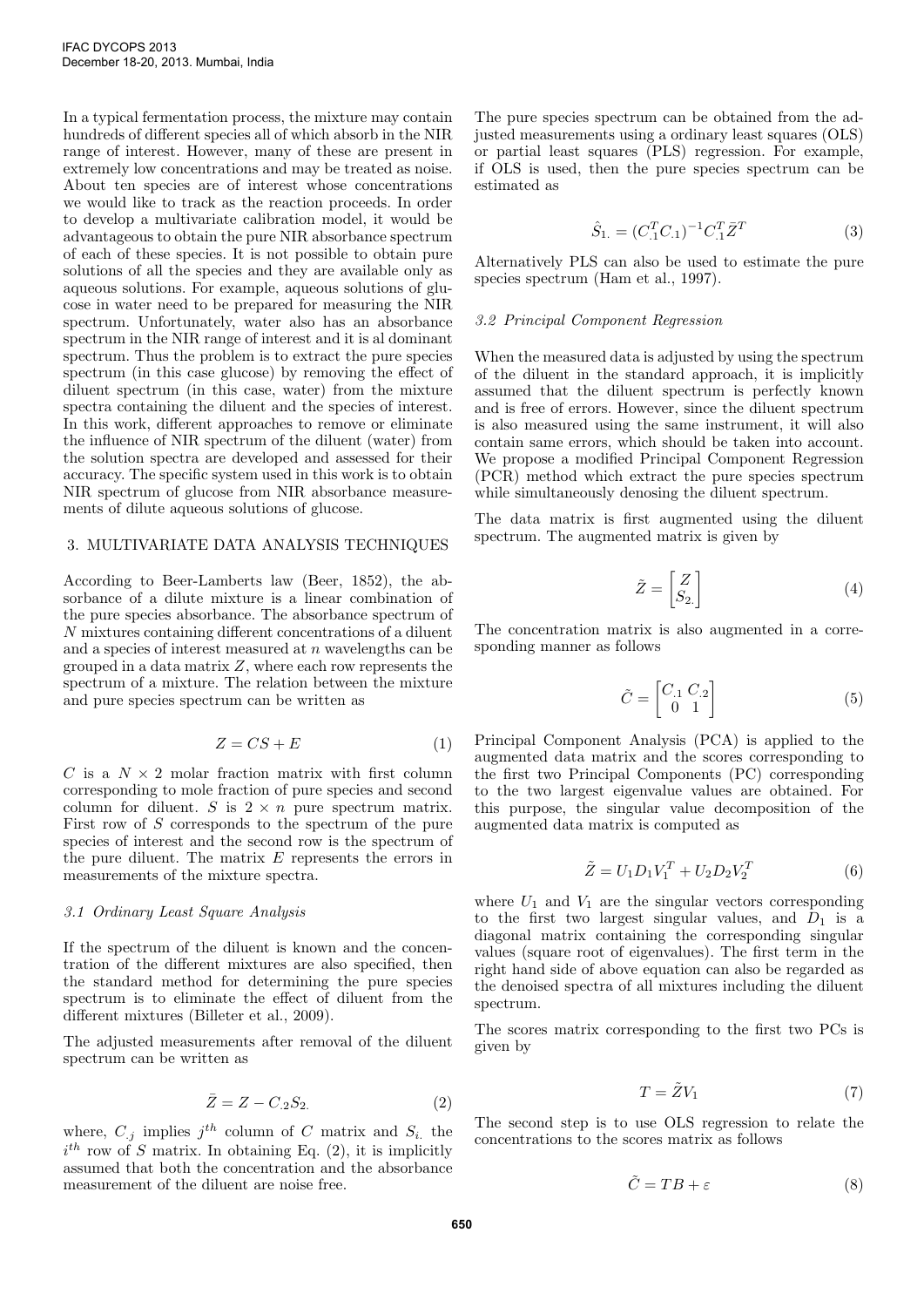In a typical fermentation process, the mixture may contain hundreds of different species all of which absorb in the NIR range of interest. However, many of these are present in extremely low concentrations and may be treated as noise. About ten species are of interest whose concentrations we would like to track as the reaction proceeds. In order to develop a multivariate calibration model, it would be advantageous to obtain the pure NIR absorbance spectrum of each of these species. It is not possible to obtain pure solutions of all the species and they are available only as aqueous solutions. For example, aqueous solutions of glucose in water need to be prepared for measuring the NIR spectrum. Unfortunately, water also has an absorbance spectrum in the NIR range of interest and it is al dominant spectrum. Thus the problem is to extract the pure species spectrum (in this case glucose) by removing the effect of diluent spectrum (in this case, water) from the mixture spectra containing the diluent and the species of interest. In this work, different approaches to remove or eliminate the influence of NIR spectrum of the diluent (water) from the solution spectra are developed and assessed for their accuracy. The specific system used in this work is to obtain NIR spectrum of glucose from NIR absorbance measurements of dilute aqueous solutions of glucose.

## 3. MULTIVARIATE DATA ANALYSIS TECHNIQUES

According to Beer-Lamberts law (Beer, 1852), the absorbance of a dilute mixture is a linear combination of the pure species absorbance. The absorbance spectrum of $N$ mixtures containing different concentrations of a diluent and a species of interest measured at $n$ wavelengths can be grouped in a data matrix $Z$, where each row represents the spectrum of a mixture. The relation between the mixture and pure species spectrum can be written as

$$Z = CS + E \tag{1}$$

$C$ is a $N \times 2$ molar fraction matrix with first column corresponding to mole fraction of pure species and second column for diluent. $S$ is $2 \times n$ pure spectrum matrix. First row of $S$ corresponds to the spectrum of the pure species of interest and the second row is the spectrum of the pure diluent. The matrix $E$ represents the errors in measurements of the mixture spectra.

### *3.1 Ordinary Least Square Analysis*

If the spectrum of the diluent is known and the concentration of the different mixtures are also specified, then the standard method for determining the pure species spectrum is to eliminate the effect of diluent from the different mixtures (Billeter et al., 2009).

The adjusted measurements after removal of the diluent spectrum can be written as

$$\bar{Z} = Z - C_{.2}S_{2.} \tag{2}$$

where, $C_{.j}$ implies $j^{th}$ column of $C$ matrix and $S_{i.}$ the $i^{th}$ row of $S$ matrix. In obtaining Eq. (2), it is implicitly assumed that both the concentration and the absorbance measurement of the diluent are noise free.

The pure species spectrum can be obtained from the adjusted measurements using a ordinary least squares (OLS) or partial least squares (PLS) regression. For example, if OLS is used, then the pure species spectrum can be estimated as

$$\hat{S}_{1.} = (C_{.1}^T C_{.1})^{-1} C_{.1}^T \bar{Z}^T \tag{3}$$

Alternatively PLS can also be used to estimate the pure species spectrum (Ham et al., 1997).

### *3.2 Principal Component Regression*

When the measured data is adjusted by using the spectrum of the diluent in the standard approach, it is implicitly assumed that the diluent spectrum is perfectly known and is free of errors. However, since the diluent spectrum is also measured using the same instrument, it will also contain same errors, which should be taken into account. We propose a modified Principal Component Regression (PCR) method which extract the pure species spectrum while simultaneously denosing the diluent spectrum.

The data matrix is first augmented using the diluent spectrum. The augmented matrix is given by

$$\tilde{Z} = \begin{bmatrix} Z \\ S_{2.} \end{bmatrix} \tag{4}$$

The concentration matrix is also augmented in a corresponding manner as follows

$$\tilde{C} = \begin{bmatrix} C_{.1} & C_{.2} \\ 0 & 1 \end{bmatrix} \tag{5}$$

Principal Component Analysis (PCA) is applied to the augmented data matrix and the scores corresponding to the first two Principal Components (PC) corresponding to the two largest eigenvalue values are obtained. For this purpose, the singular value decomposition of the augmented data matrix is computed as

$$\tilde{Z} = U_1 D_1 V_1^T + U_2 D_2 V_2^T \tag{6}$$

where $U_1$ and $V_1$ are the singular vectors corresponding to the first two largest singular values, and $D_1$ is a diagonal matrix containing the corresponding singular values (square root of eigenvalues). The first term in the right hand side of above equation can also be regarded as the denoised spectra of all mixtures including the diluent spectrum.

The scores matrix corresponding to the first two PCs is given by

$$T = \tilde{Z} V_1 \tag{7}$$

The second step is to use OLS regression to relate the concentrations to the scores matrix as follows

$$\tilde{C} = TB + \varepsilon \tag{8}$$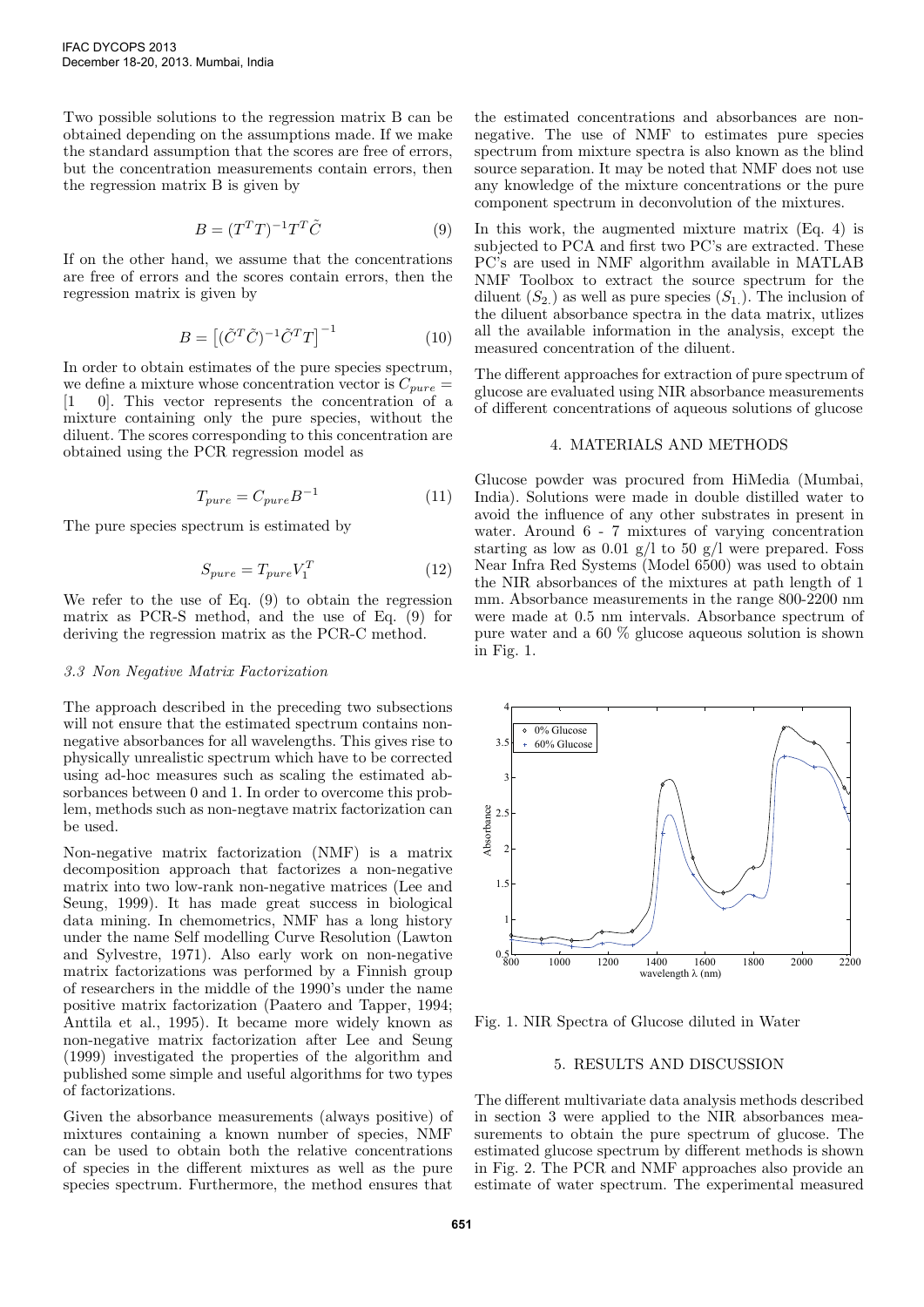Two possible solutions to the regression matrix B can be obtained depending on the assumptions made. If we make the standard assumption that the scores are free of errors, but the concentration measurements contain errors, then the regression matrix B is given by

$$B = (T^T T)^{-1} T^T \tilde{C} \tag{9}$$

If on the other hand, we assume that the concentrations are free of errors and the scores contain errors, then the regression matrix is given by

$$B = \left[(\tilde{C}^T \tilde{C})^{-1} \tilde{C}^T T\right]^{-1} \tag{10}$$

In order to obtain estimates of the pure species spectrum, we define a mixture whose concentration vector is $C_{pure} = [1 \quad 0]$. This vector represents the concentration of a mixture containing only the pure species, without the diluent. The scores corresponding to this concentration are obtained using the PCR regression model as

$$T_{pure} = C_{pure} B^{-1} \tag{11}$$

The pure species spectrum is estimated by

$$S_{pure} = T_{pure} V_1^T \tag{12}$$

We refer to the use of Eq. (9) to obtain the regression matrix as PCR-S method, and the use of Eq. (9) for deriving the regression matrix as the PCR-C method.

### 3.3 Non Negative Matrix Factorization

The approach described in the preceding two subsections will not ensure that the estimated spectrum contains non-negative absorbances for all wavelengths. This gives rise to physically unrealistic spectrum which have to be corrected using ad-hoc measures such as scaling the estimated absorbances between 0 and 1. In order to overcome this problem, methods such as non-negtave matrix factorization can be used.

Non-negative matrix factorization (NMF) is a matrix decomposition approach that factorizes a non-negative matrix into two low-rank non-negative matrices (Lee and Seung, 1999). It has made great success in biological data mining. In chemometrics, NMF has a long history under the name Self modelling Curve Resolution (Lawton and Sylvestre, 1971). Also early work on non-negative matrix factorizations was performed by a Finnish group of researchers in the middle of the 1990's under the name positive matrix factorization (Paatero and Tapper, 1994; Anttila et al., 1995). It became more widely known as non-negative matrix factorization after Lee and Seung (1999) investigated the properties of the algorithm and published some simple and useful algorithms for two types of factorizations.

Given the absorbance measurements (always positive) of mixtures containing a known number of species, NMF can be used to obtain both the relative concentrations of species in the different mixtures as well as the pure species spectrum. Furthermore, the method ensures that the estimated concentrations and absorbances are non-negative. The use of NMF to estimates pure species spectrum from mixture spectra is also known as the blind source separation. It may be noted that NMF does not use any knowledge of the mixture concentrations or the pure component spectrum in deconvolution of the mixtures.

In this work, the augmented mixture matrix (Eq. 4) is subjected to PCA and first two PC's are extracted. These PC's are used in NMF algorithm available in MATLAB NMF Toolbox to extract the source spectrum for the diluent ($S_{2.}$) as well as pure species ($S_{1.}$). The inclusion of the diluent absorbance spectra in the data matrix, utlizes all the available information in the analysis, except the measured concentration of the diluent.

The different approaches for extraction of pure spectrum of glucose are evaluated using NIR absorbance measurements of different concentrations of aqueous solutions of glucose

## 4. MATERIALS AND METHODS

Glucose powder was procured from HiMedia (Mumbai, India). Solutions were made in double distilled water to avoid the influence of any other substrates in present in water. Around 6 - 7 mixtures of varying concentration starting as low as 0.01 g/l to 50 g/l were prepared. Foss Near Infra Red Systems (Model 6500) was used to obtain the NIR absorbances of the mixtures at path length of 1 mm. Absorbance measurements in the range 800-2200 nm were made at 0.5 nm intervals. Absorbance spectrum of pure water and a 60 % glucose aqueous solution is shown in Fig. 1.

Fig. 1. NIR Spectra of Glucose diluted in Water

## 5. RESULTS AND DISCUSSION

The different multivariate data analysis methods described in section 3 were applied to the NIR absorbances measurements to obtain the pure spectrum of glucose. The estimated glucose spectrum by different methods is shown in Fig. 2. The PCR and NMF approaches also provide an estimate of water spectrum. The experimental measured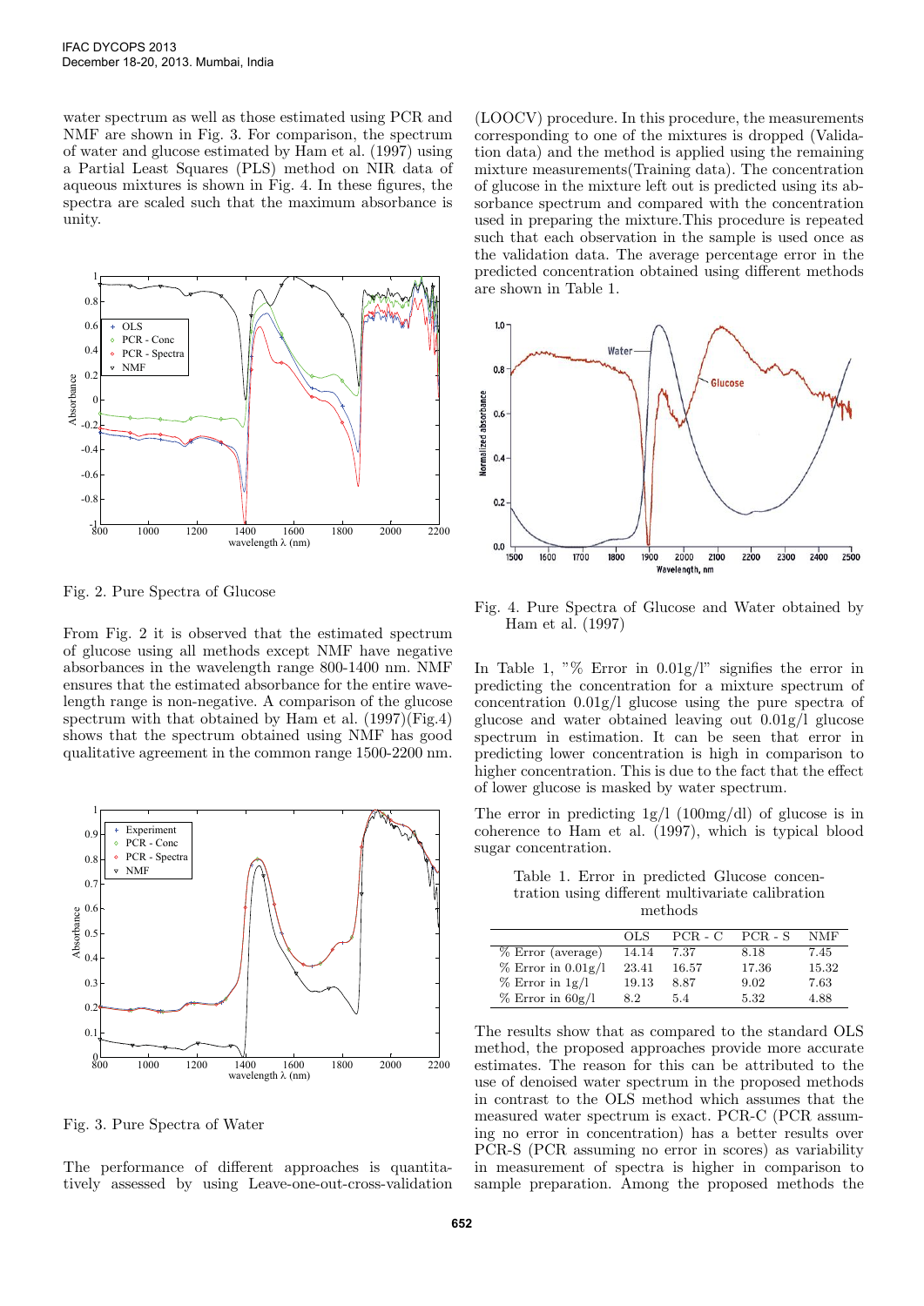water spectrum as well as those estimated using PCR and NMF are shown in Fig. 3. For comparison, the spectrum of water and glucose estimated by Ham et al. (1997) using a Partial Least Squares (PLS) method on NIR data of aqueous mixtures is shown in Fig. 4. In these figures, the spectra are scaled such that the maximum absorbance is unity.

Fig. 2. Pure Spectra of Glucose

From Fig. 2 it is observed that the estimated spectrum of glucose using all methods except NMF have negative absorbances in the wavelength range 800-1400 nm. NMF ensures that the estimated absorbance for the entire wavelength range is non-negative. A comparison of the glucose spectrum with that obtained by Ham et al. (1997)(Fig.4) shows that the spectrum obtained using NMF has good qualitative agreement in the common range 1500-2200 nm.

Fig. 3. Pure Spectra of Water

The performance of different approaches is quantitatively assessed by using Leave-one-out-cross-validation (LOOCV) procedure. In this procedure, the measurements corresponding to one of the mixtures is dropped (Validation data) and the method is applied using the remaining mixture measurements(Training data). The concentration of glucose in the mixture left out is predicted using its absorbance spectrum and compared with the concentration used in preparing the mixture.This procedure is repeated such that each observation in the sample is used once as the validation data. The average percentage error in the predicted concentration obtained using different methods are shown in Table 1.

Fig. 4. Pure Spectra of Glucose and Water obtained by Ham et al. (1997)

In Table 1, "% Error in 0.01g/l" signifies the error in predicting the concentration for a mixture spectrum of concentration 0.01g/l glucose using the pure spectra of glucose and water obtained leaving out 0.01g/l glucose spectrum in estimation. It can be seen that error in predicting lower concentration is high in comparison to higher concentration. This is due to the fact that the effect of lower glucose is masked by water spectrum.

The error in predicting 1g/l (100mg/dl) of glucose is in coherence to Ham et al. (1997), which is typical blood sugar concentration.

Table 1. Error in predicted Glucose concentration using different multivariate calibration methods

| | OLS | PCR - C | PCR - S | NMF |
|---|---|---|---|---|
| % Error (average) | 14.14 | 7.37 | 8.18 | 7.45 |
| % Error in 0.01g/l | 23.41 | 16.57 | 17.36 | 15.32 |
| % Error in 1g/l | 19.13 | 8.87 | 9.02 | 7.63 |
| % Error in 60g/l | 8.2 | 5.4 | 5.32 | 4.88 |

The results show that as compared to the standard OLS method, the proposed approaches provide more accurate estimates. The reason for this can be attributed to the use of denoised water spectrum in the proposed methods in contrast to the OLS method which assumes that the measured water spectrum is exact. PCR-C (PCR assuming no error in concentration) has a better results over PCR-S (PCR assuming no error in scores) as variability in measurement of spectra is higher in comparison to sample preparation. Among the proposed methods the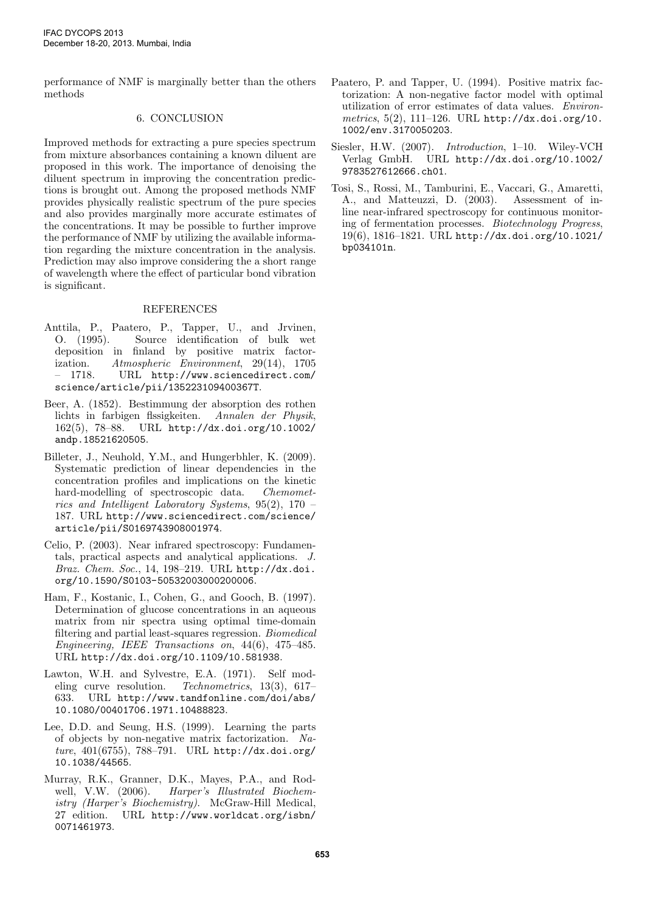performance of NMF is marginally better than the others methods

## 6. CONCLUSION

Improved methods for extracting a pure species spectrum from mixture absorbances containing a known diluent are proposed in this work. The importance of denoising the diluent spectrum in improving the concentration predictions is brought out. Among the proposed methods NMF provides physically realistic spectrum of the pure species and also provides marginally more accurate estimates of the concentrations. It may be possible to further improve the performance of NMF by utilizing the available information regarding the mixture concentration in the analysis. Prediction may also improve considering the a short range of wavelength where the effect of particular bond vibration is significant.

## REFERENCES

Anttila, P., Paatero, P., Tapper, U., and Jrvinen, O. (1995). Source identification of bulk wet deposition in finland by positive matrix factorization. *Atmospheric Environment*, 29(14), 1705 – 1718. URL http://www.sciencedirect.com/science/article/pii/135223109400367T.

Beer, A. (1852). Bestimmung der absorption des rothen lichts in farbigen flssigkeiten. *Annalen der Physik*, 162(5), 78–88. URL http://dx.doi.org/10.1002/andp.18521620505.

Billeter, J., Neuhold, Y.M., and Hungerbhler, K. (2009). Systematic prediction of linear dependencies in the concentration profiles and implications on the kinetic hard-modelling of spectroscopic data. *Chemometrics and Intelligent Laboratory Systems*, 95(2), 170 – 187. URL http://www.sciencedirect.com/science/article/pii/S0169743908001974.

Celio, P. (2003). Near infrared spectroscopy: Fundamentals, practical aspects and analytical applications. *J. Braz. Chem. Soc.*, 14, 198–219. URL http://dx.doi.org/10.1590/S0103-50532003000200006.

Ham, F., Kostanic, I., Cohen, G., and Gooch, B. (1997). Determination of glucose concentrations in an aqueous matrix from nir spectra using optimal time-domain filtering and partial least-squares regression. *Biomedical Engineering, IEEE Transactions on*, 44(6), 475–485. URL http://dx.doi.org/10.1109/10.581938.

Lawton, W.H. and Sylvestre, E.A. (1971). Self modeling curve resolution. *Technometrics*, 13(3), 617–633. URL http://www.tandfonline.com/doi/abs/10.1080/00401706.1971.10488823.

Lee, D.D. and Seung, H.S. (1999). Learning the parts of objects by non-negative matrix factorization. *Nature*, 401(6755), 788–791. URL http://dx.doi.org/10.1038/44565.

Murray, R.K., Granner, D.K., Mayes, P.A., and Rodwell, V.W. (2006). *Harper's Illustrated Biochemistry (Harper's Biochemistry)*. McGraw-Hill Medical, 27 edition. URL http://www.worldcat.org/isbn/0071461973.

Paatero, P. and Tapper, U. (1994). Positive matrix factorization: A non-negative factor model with optimal utilization of error estimates of data values. *Environmetrics*, 5(2), 111–126. URL http://dx.doi.org/10.1002/env.3170050203.

Siesler, H.W. (2007). *Introduction*, 1–10. Wiley-VCH Verlag GmbH. URL http://dx.doi.org/10.1002/9783527612666.ch01.

Tosi, S., Rossi, M., Tamburini, E., Vaccari, G., Amaretti, A., and Matteuzzi, D. (2003). Assessment of in-line near-infrared spectroscopy for continuous monitoring of fermentation processes. *Biotechnology Progress*, 19(6), 1816–1821. URL http://dx.doi.org/10.1021/bp034101n.